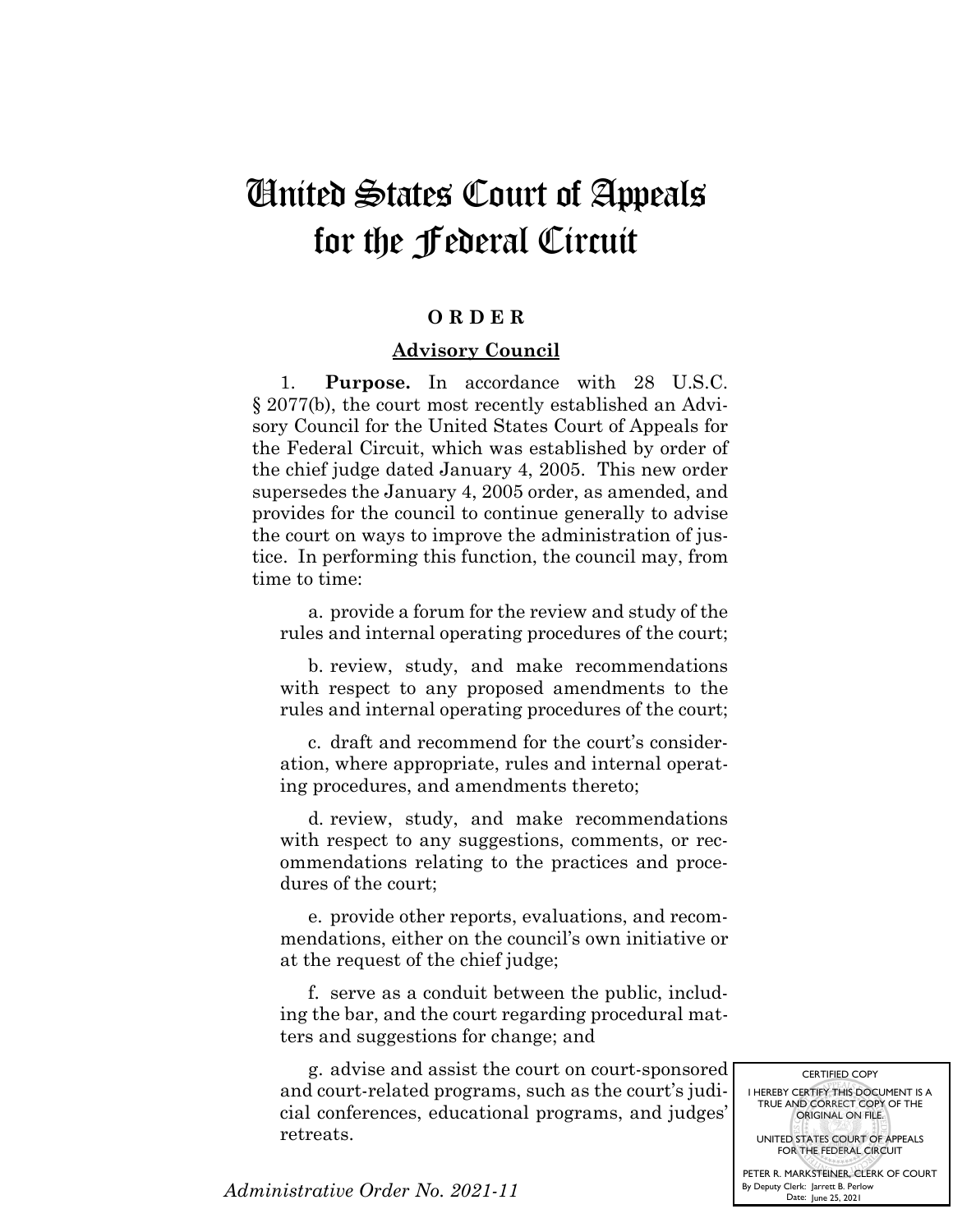# United States Court of Appeals for the Federal Circuit

## O R D E R

### Advisory Council

1. **Purpose.** In accordance with 28 U.S.C. § 2077(b), the court most recently established an Advisory Council for the United States Court of Appeals for the Federal Circuit, which was established by order of the chief judge dated January 4, 2005. This new order supersedes the January 4, 2005 order, as amended, and provides for the council to continue generally to advise the court on ways to improve the administration of justice. In performing this function, the council may, from time to time:

   a. provide a forum for the review and study of the rules and internal operating procedures of the court;

   b. review, study, and make recommendations with respect to any proposed amendments to the rules and internal operating procedures of the court;

   c. draft and recommend for the court's consideration, where appropriate, rules and internal operating procedures, and amendments thereto;

   d. review, study, and make recommendations with respect to any suggestions, comments, or recommendations relating to the practices and procedures of the court;

   e. provide other reports, evaluations, and recommendations, either on the council's own initiative or at the request of the chief judge;

   f. serve as a conduit between the public, including the bar, and the court regarding procedural matters and suggestions for change; and

   g. advise and assist the court on court-sponsored and court-related programs, such as the court's judicial conferences, educational programs, and judges' retreats.

*Administrative Order No. 2021-11*

CERTIFIED COPY
I HEREBY CERTIFY THIS DOCUMENT IS A TRUE AND CORRECT COPY OF THE ORIGINAL ON FILE.
UNITED STATES COURT OF APPEALS FOR THE FEDERAL CIRCUIT
PETER R. MARKSTEINER, CLERK OF COURT
By Deputy Clerk: Jarrett B. Perlow
Date: June 25, 2021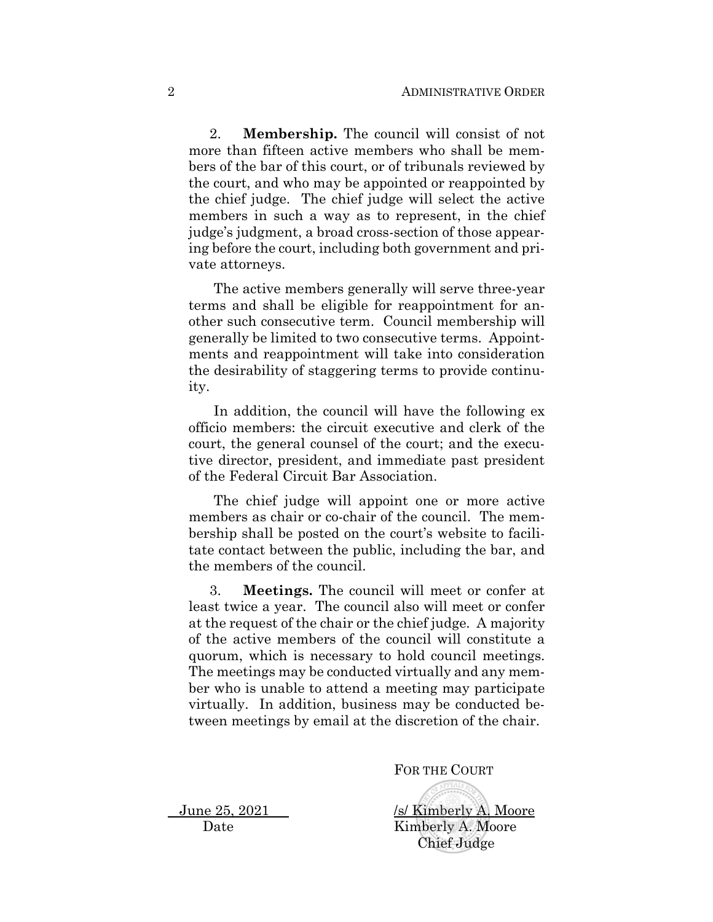2. **Membership.** The council will consist of not more than fifteen active members who shall be members of the bar of this court, or of tribunals reviewed by the court, and who may be appointed or reappointed by the chief judge. The chief judge will select the active members in such a way as to represent, in the chief judge's judgment, a broad cross-section of those appearing before the court, including both government and private attorneys.

The active members generally will serve three-year terms and shall be eligible for reappointment for another such consecutive term. Council membership will generally be limited to two consecutive terms. Appointments and reappointment will take into consideration the desirability of staggering terms to provide continuity.

In addition, the council will have the following ex officio members: the circuit executive and clerk of the court, the general counsel of the court; and the executive director, president, and immediate past president of the Federal Circuit Bar Association.

The chief judge will appoint one or more active members as chair or co-chair of the council. The membership shall be posted on the court's website to facilitate contact between the public, including the bar, and the members of the council.

3. **Meetings.** The council will meet or confer at least twice a year. The council also will meet or confer at the request of the chair or the chief judge. A majority of the active members of the council will constitute a quorum, which is necessary to hold council meetings. The meetings may be conducted virtually and any member who is unable to attend a meeting may participate virtually. In addition, business may be conducted between meetings by email at the discretion of the chair.

FOR THE COURT

June 25, 2021
Date

/s/ Kimberly A. Moore
Kimberly A. Moore
Chief Judge